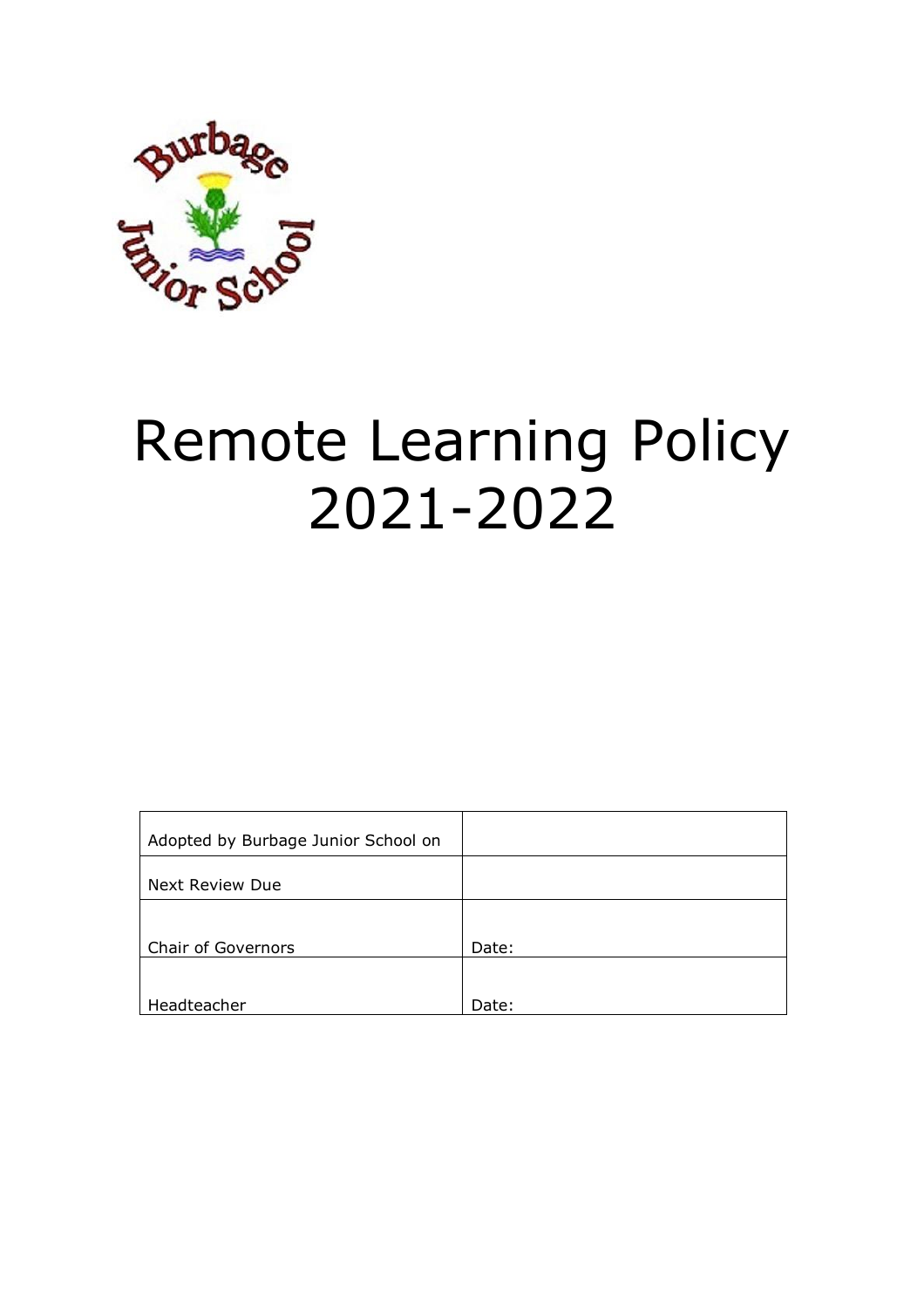# Remote Learning Policy 2021-2022

| Adopted by Burbage Junior School on | |
|---|---|
| Next Review Due | |
| Chair of Governors | Date: |
| Headteacher | Date: |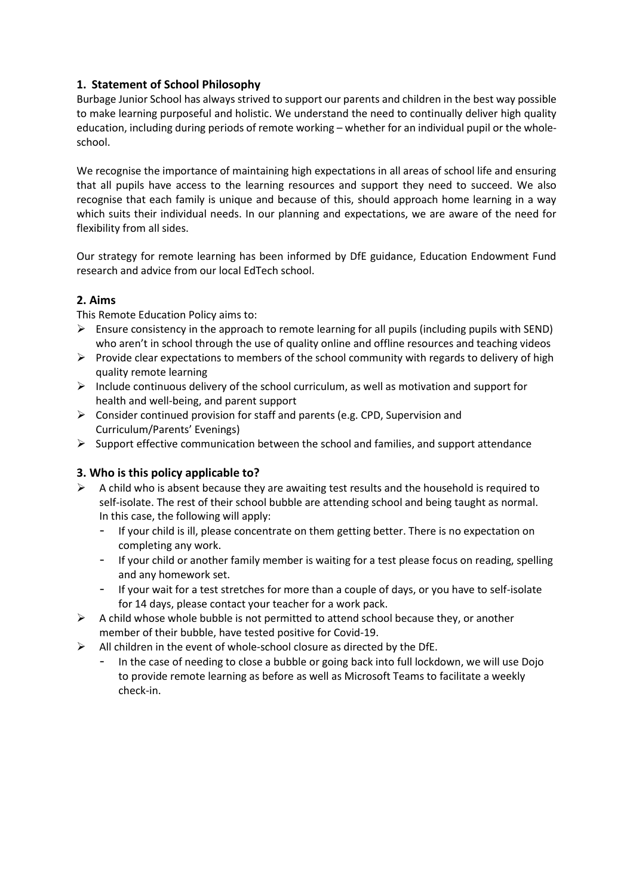## 1. Statement of School Philosophy

Burbage Junior School has always strived to support our parents and children in the best way possible to make learning purposeful and holistic. We understand the need to continually deliver high quality education, including during periods of remote working – whether for an individual pupil or the whole-school.

We recognise the importance of maintaining high expectations in all areas of school life and ensuring that all pupils have access to the learning resources and support they need to succeed. We also recognise that each family is unique and because of this, should approach home learning in a way which suits their individual needs. In our planning and expectations, we are aware of the need for flexibility from all sides.

Our strategy for remote learning has been informed by DfE guidance, Education Endowment Fund research and advice from our local EdTech school.

## 2. Aims

This Remote Education Policy aims to:

- Ensure consistency in the approach to remote learning for all pupils (including pupils with SEND) who aren't in school through the use of quality online and offline resources and teaching videos
- Provide clear expectations to members of the school community with regards to delivery of high quality remote learning
- Include continuous delivery of the school curriculum, as well as motivation and support for health and well-being, and parent support
- Consider continued provision for staff and parents (e.g. CPD, Supervision and Curriculum/Parents' Evenings)
- Support effective communication between the school and families, and support attendance

## 3. Who is this policy applicable to?

- A child who is absent because they are awaiting test results and the household is required to self-isolate. The rest of their school bubble are attending school and being taught as normal. In this case, the following will apply:
  - If your child is ill, please concentrate on them getting better. There is no expectation on completing any work.
  - If your child or another family member is waiting for a test please focus on reading, spelling and any homework set.
  - If your wait for a test stretches for more than a couple of days, or you have to self-isolate for 14 days, please contact your teacher for a work pack.
- A child whose whole bubble is not permitted to attend school because they, or another member of their bubble, have tested positive for Covid-19.
- All children in the event of whole-school closure as directed by the DfE.
  - In the case of needing to close a bubble or going back into full lockdown, we will use Dojo to provide remote learning as before as well as Microsoft Teams to facilitate a weekly check-in.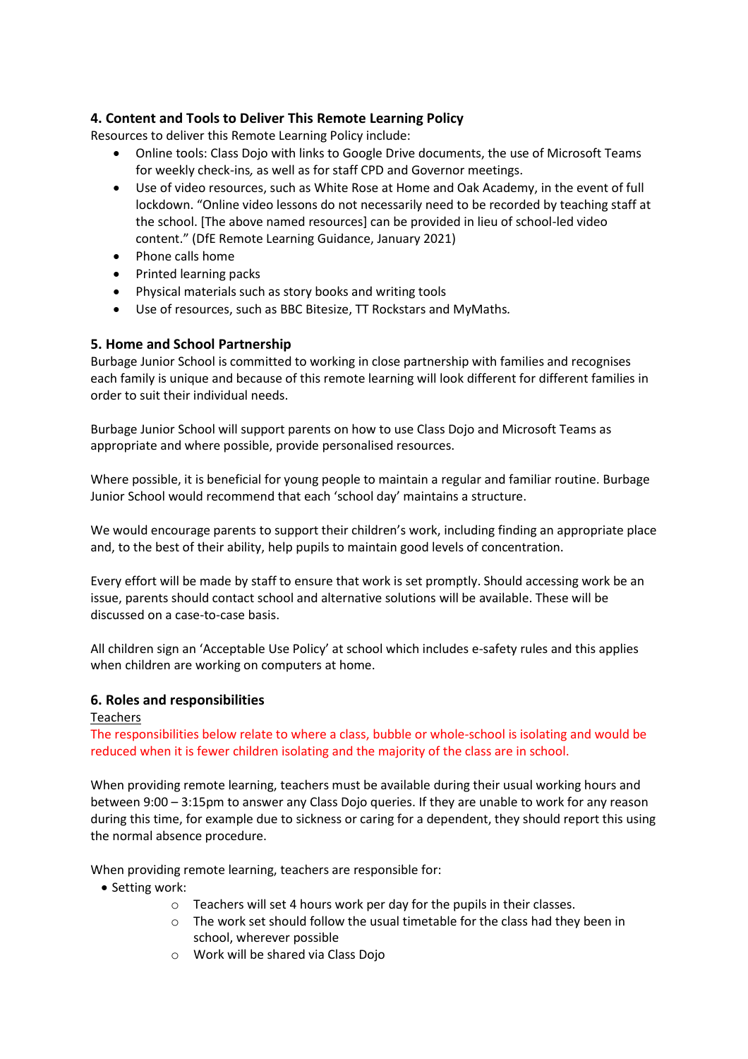## 4. Content and Tools to Deliver This Remote Learning Policy

Resources to deliver this Remote Learning Policy include:

- Online tools: Class Dojo with links to Google Drive documents, the use of Microsoft Teams for weekly check-ins, as well as for staff CPD and Governor meetings.
- Use of video resources, such as White Rose at Home and Oak Academy, in the event of full lockdown. "Online video lessons do not necessarily need to be recorded by teaching staff at the school. [The above named resources] can be provided in lieu of school-led video content." (DfE Remote Learning Guidance, January 2021)
- Phone calls home
- Printed learning packs
- Physical materials such as story books and writing tools
- Use of resources, such as BBC Bitesize, TT Rockstars and MyMaths.

## 5. Home and School Partnership

Burbage Junior School is committed to working in close partnership with families and recognises each family is unique and because of this remote learning will look different for different families in order to suit their individual needs.

Burbage Junior School will support parents on how to use Class Dojo and Microsoft Teams as appropriate and where possible, provide personalised resources.

Where possible, it is beneficial for young people to maintain a regular and familiar routine. Burbage Junior School would recommend that each 'school day' maintains a structure.

We would encourage parents to support their children's work, including finding an appropriate place and, to the best of their ability, help pupils to maintain good levels of concentration.

Every effort will be made by staff to ensure that work is set promptly. Should accessing work be an issue, parents should contact school and alternative solutions will be available. These will be discussed on a case-to-case basis.

All children sign an 'Acceptable Use Policy' at school which includes e-safety rules and this applies when children are working on computers at home.

## 6. Roles and responsibilities

Teachers

The responsibilities below relate to where a class, bubble or whole-school is isolating and would be reduced when it is fewer children isolating and the majority of the class are in school.

When providing remote learning, teachers must be available during their usual working hours and between 9:00 – 3:15pm to answer any Class Dojo queries. If they are unable to work for any reason during this time, for example due to sickness or caring for a dependent, they should report this using the normal absence procedure.

When providing remote learning, teachers are responsible for:

- Setting work:
  - Teachers will set 4 hours work per day for the pupils in their classes.
  - The work set should follow the usual timetable for the class had they been in school, wherever possible
  - Work will be shared via Class Dojo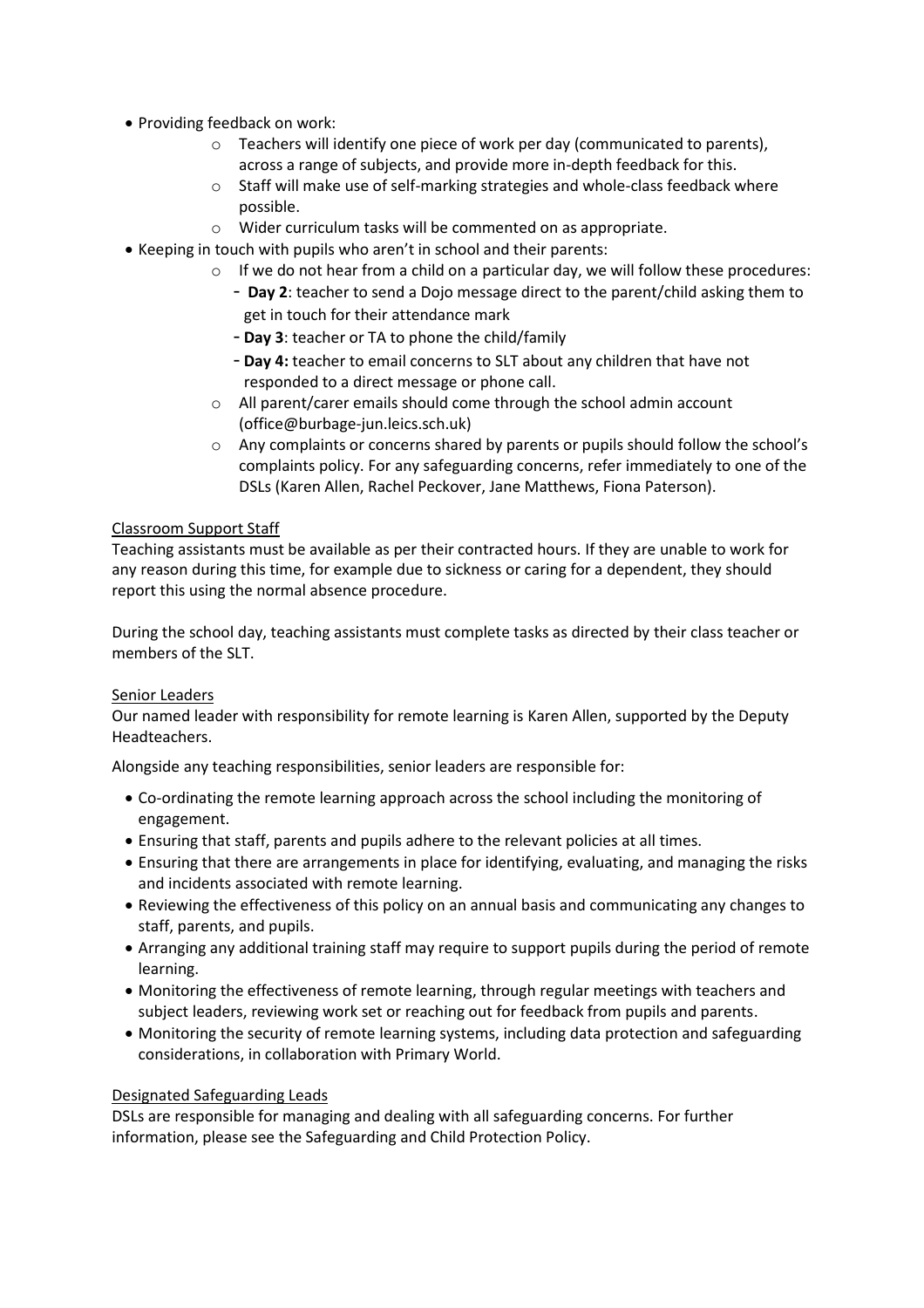- Providing feedback on work:
  - Teachers will identify one piece of work per day (communicated to parents), across a range of subjects, and provide more in-depth feedback for this.
  - Staff will make use of self-marking strategies and whole-class feedback where possible.
  - Wider curriculum tasks will be commented on as appropriate.
- Keeping in touch with pupils who aren't in school and their parents:
  - If we do not hear from a child on a particular day, we will follow these procedures:
    - **Day 2**: teacher to send a Dojo message direct to the parent/child asking them to get in touch for their attendance mark
    - **Day 3**: teacher or TA to phone the child/family
    - **Day 4:** teacher to email concerns to SLT about any children that have not responded to a direct message or phone call.
  - All parent/carer emails should come through the school admin account (office@burbage-jun.leics.sch.uk)
  - Any complaints or concerns shared by parents or pupils should follow the school's complaints policy. For any safeguarding concerns, refer immediately to one of the DSLs (Karen Allen, Rachel Peckover, Jane Matthews, Fiona Paterson).

<u>Classroom Support Staff</u>

Teaching assistants must be available as per their contracted hours. If they are unable to work for any reason during this time, for example due to sickness or caring for a dependent, they should report this using the normal absence procedure.

During the school day, teaching assistants must complete tasks as directed by their class teacher or members of the SLT.

<u>Senior Leaders</u>

Our named leader with responsibility for remote learning is Karen Allen, supported by the Deputy Headteachers.

Alongside any teaching responsibilities, senior leaders are responsible for:

- Co-ordinating the remote learning approach across the school including the monitoring of engagement.
- Ensuring that staff, parents and pupils adhere to the relevant policies at all times.
- Ensuring that there are arrangements in place for identifying, evaluating, and managing the risks and incidents associated with remote learning.
- Reviewing the effectiveness of this policy on an annual basis and communicating any changes to staff, parents, and pupils.
- Arranging any additional training staff may require to support pupils during the period of remote learning.
- Monitoring the effectiveness of remote learning, through regular meetings with teachers and subject leaders, reviewing work set or reaching out for feedback from pupils and parents.
- Monitoring the security of remote learning systems, including data protection and safeguarding considerations, in collaboration with Primary World.

<u>Designated Safeguarding Leads</u>

DSLs are responsible for managing and dealing with all safeguarding concerns. For further information, please see the Safeguarding and Child Protection Policy.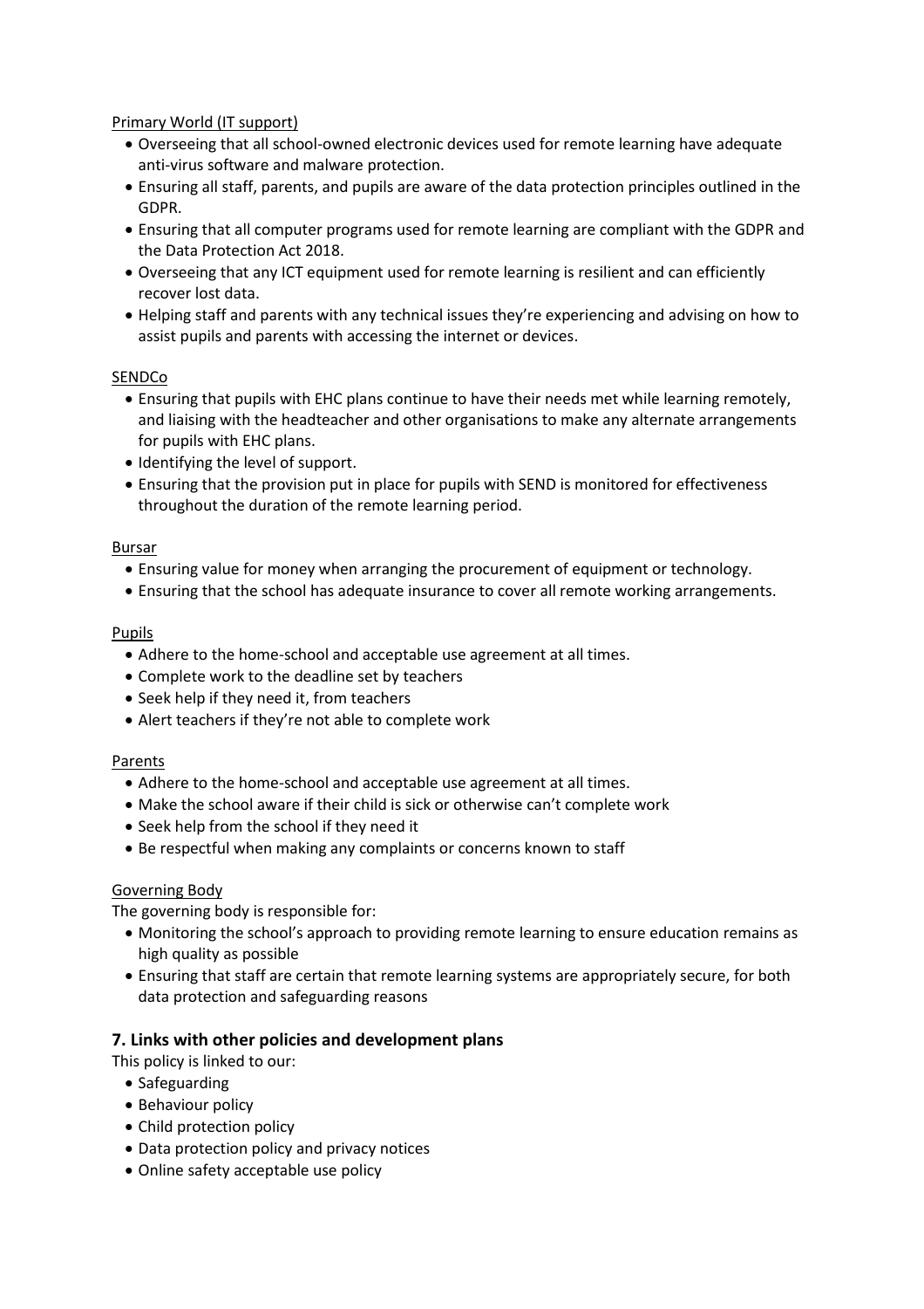Primary World (IT support)

- Overseeing that all school-owned electronic devices used for remote learning have adequate anti-virus software and malware protection.
- Ensuring all staff, parents, and pupils are aware of the data protection principles outlined in the GDPR.
- Ensuring that all computer programs used for remote learning are compliant with the GDPR and the Data Protection Act 2018.
- Overseeing that any ICT equipment used for remote learning is resilient and can efficiently recover lost data.
- Helping staff and parents with any technical issues they're experiencing and advising on how to assist pupils and parents with accessing the internet or devices.

SENDCo

- Ensuring that pupils with EHC plans continue to have their needs met while learning remotely, and liaising with the headteacher and other organisations to make any alternate arrangements for pupils with EHC plans.
- Identifying the level of support.
- Ensuring that the provision put in place for pupils with SEND is monitored for effectiveness throughout the duration of the remote learning period.

Bursar

- Ensuring value for money when arranging the procurement of equipment or technology.
- Ensuring that the school has adequate insurance to cover all remote working arrangements.

Pupils

- Adhere to the home-school and acceptable use agreement at all times.
- Complete work to the deadline set by teachers
- Seek help if they need it, from teachers
- Alert teachers if they're not able to complete work

Parents

- Adhere to the home-school and acceptable use agreement at all times.
- Make the school aware if their child is sick or otherwise can't complete work
- Seek help from the school if they need it
- Be respectful when making any complaints or concerns known to staff

Governing Body

The governing body is responsible for:

- Monitoring the school's approach to providing remote learning to ensure education remains as high quality as possible
- Ensuring that staff are certain that remote learning systems are appropriately secure, for both data protection and safeguarding reasons

## 7. Links with other policies and development plans

This policy is linked to our:

- Safeguarding
- Behaviour policy
- Child protection policy
- Data protection policy and privacy notices
- Online safety acceptable use policy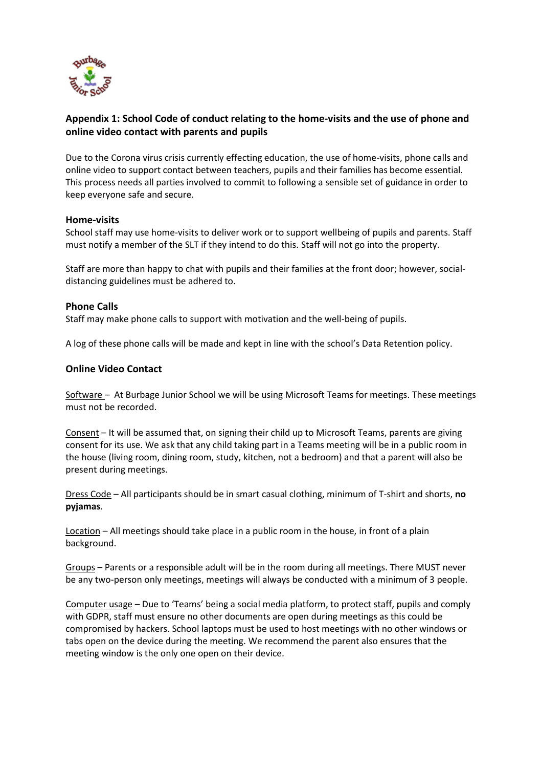## Appendix 1: School Code of conduct relating to the home-visits and the use of phone and online video contact with parents and pupils

Due to the Corona virus crisis currently effecting education, the use of home-visits, phone calls and online video to support contact between teachers, pupils and their families has become essential. This process needs all parties involved to commit to following a sensible set of guidance in order to keep everyone safe and secure.

### Home-visits

School staff may use home-visits to deliver work or to support wellbeing of pupils and parents. Staff must notify a member of the SLT if they intend to do this. Staff will not go into the property.

Staff are more than happy to chat with pupils and their families at the front door; however, social-distancing guidelines must be adhered to.

### Phone Calls

Staff may make phone calls to support with motivation and the well-being of pupils.

A log of these phone calls will be made and kept in line with the school's Data Retention policy.

### Online Video Contact

<u>Software</u> – At Burbage Junior School we will be using Microsoft Teams for meetings. These meetings must not be recorded.

<u>Consent</u> – It will be assumed that, on signing their child up to Microsoft Teams, parents are giving consent for its use. We ask that any child taking part in a Teams meeting will be in a public room in the house (living room, dining room, study, kitchen, not a bedroom) and that a parent will also be present during meetings.

<u>Dress Code</u> – All participants should be in smart casual clothing, minimum of T-shirt and shorts, **no pyjamas**.

<u>Location</u> – All meetings should take place in a public room in the house, in front of a plain background.

<u>Groups</u> – Parents or a responsible adult will be in the room during all meetings. There MUST never be any two-person only meetings, meetings will always be conducted with a minimum of 3 people.

<u>Computer usage</u> – Due to 'Teams' being a social media platform, to protect staff, pupils and comply with GDPR, staff must ensure no other documents are open during meetings as this could be compromised by hackers. School laptops must be used to host meetings with no other windows or tabs open on the device during the meeting. We recommend the parent also ensures that the meeting window is the only one open on their device.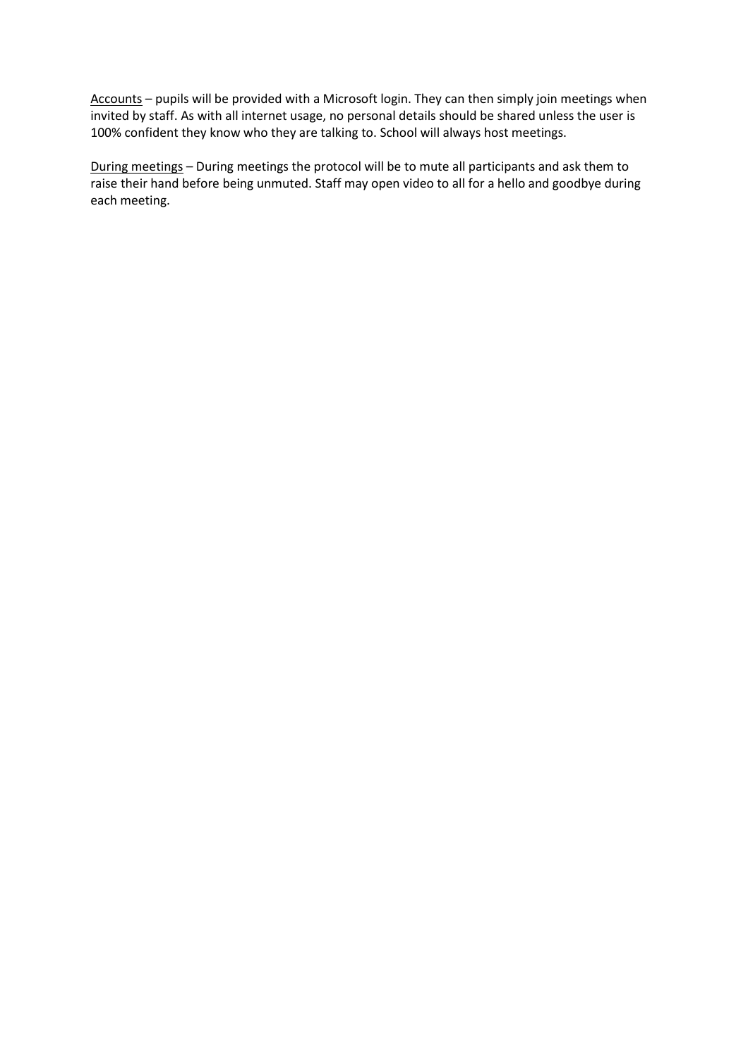<u>Accounts</u> – pupils will be provided with a Microsoft login. They can then simply join meetings when invited by staff. As with all internet usage, no personal details should be shared unless the user is 100% confident they know who they are talking to. School will always host meetings.

<u>During meetings</u> – During meetings the protocol will be to mute all participants and ask them to raise their hand before being unmuted. Staff may open video to all for a hello and goodbye during each meeting.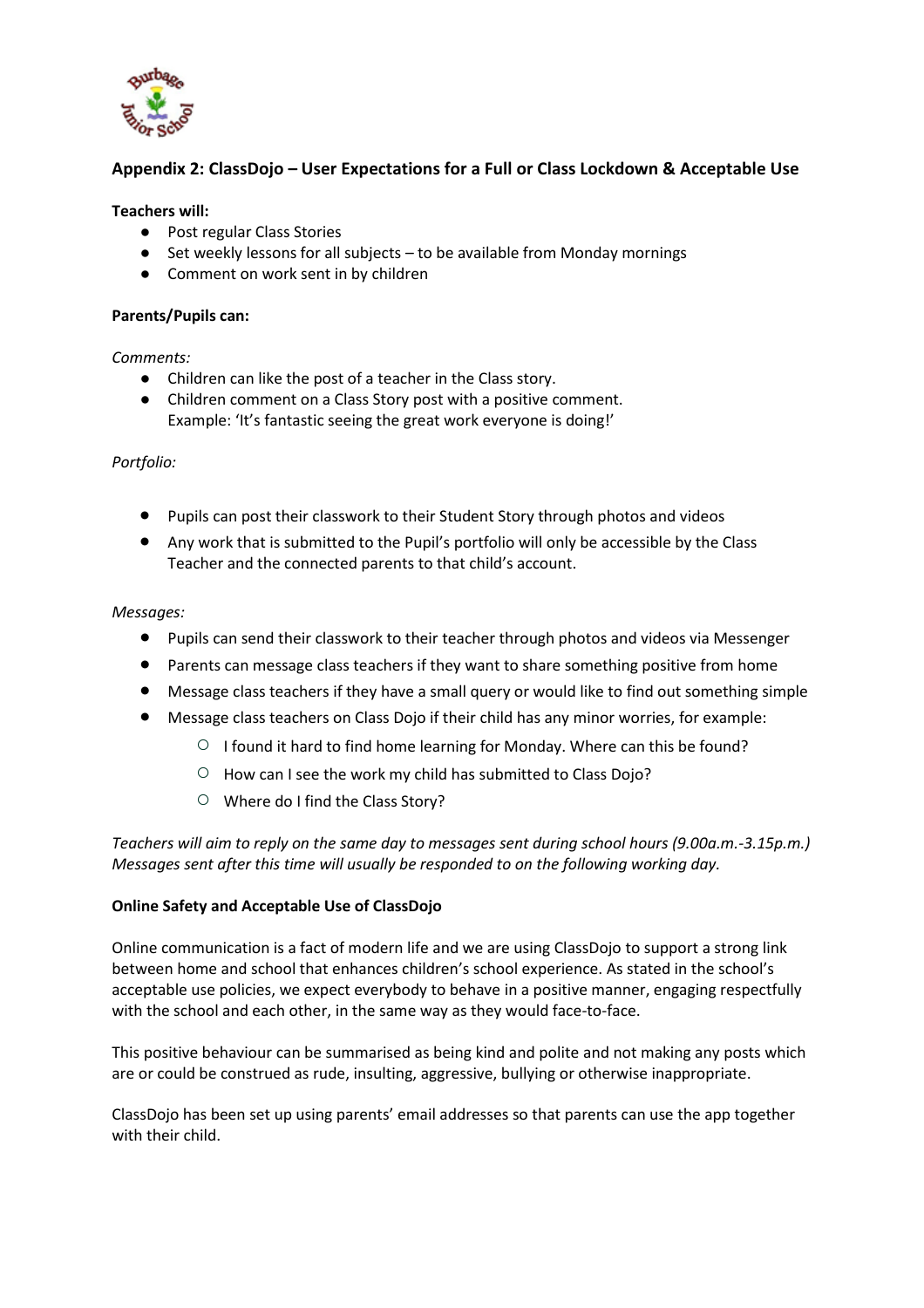## Appendix 2: ClassDojo – User Expectations for a Full or Class Lockdown & Acceptable Use

**Teachers will:**

- Post regular Class Stories
- Set weekly lessons for all subjects – to be available from Monday mornings
- Comment on work sent in by children

**Parents/Pupils can:**

*Comments:*

- Children can like the post of a teacher in the Class story.
- Children comment on a Class Story post with a positive comment.
  Example: 'It's fantastic seeing the great work everyone is doing!'

*Portfolio:*

- Pupils can post their classwork to their Student Story through photos and videos
- Any work that is submitted to the Pupil's portfolio will only be accessible by the Class Teacher and the connected parents to that child's account.

*Messages:*

- Pupils can send their classwork to their teacher through photos and videos via Messenger
- Parents can message class teachers if they want to share something positive from home
- Message class teachers if they have a small query or would like to find out something simple
- Message class teachers on Class Dojo if their child has any minor worries, for example:
  - I found it hard to find home learning for Monday. Where can this be found?
  - How can I see the work my child has submitted to Class Dojo?
  - Where do I find the Class Story?

*Teachers will aim to reply on the same day to messages sent during school hours (9.00a.m.-3.15p.m.) Messages sent after this time will usually be responded to on the following working day.*

**Online Safety and Acceptable Use of ClassDojo**

Online communication is a fact of modern life and we are using ClassDojo to support a strong link between home and school that enhances children's school experience. As stated in the school's acceptable use policies, we expect everybody to behave in a positive manner, engaging respectfully with the school and each other, in the same way as they would face-to-face.

This positive behaviour can be summarised as being kind and polite and not making any posts which are or could be construed as rude, insulting, aggressive, bullying or otherwise inappropriate.

ClassDojo has been set up using parents' email addresses so that parents can use the app together with their child.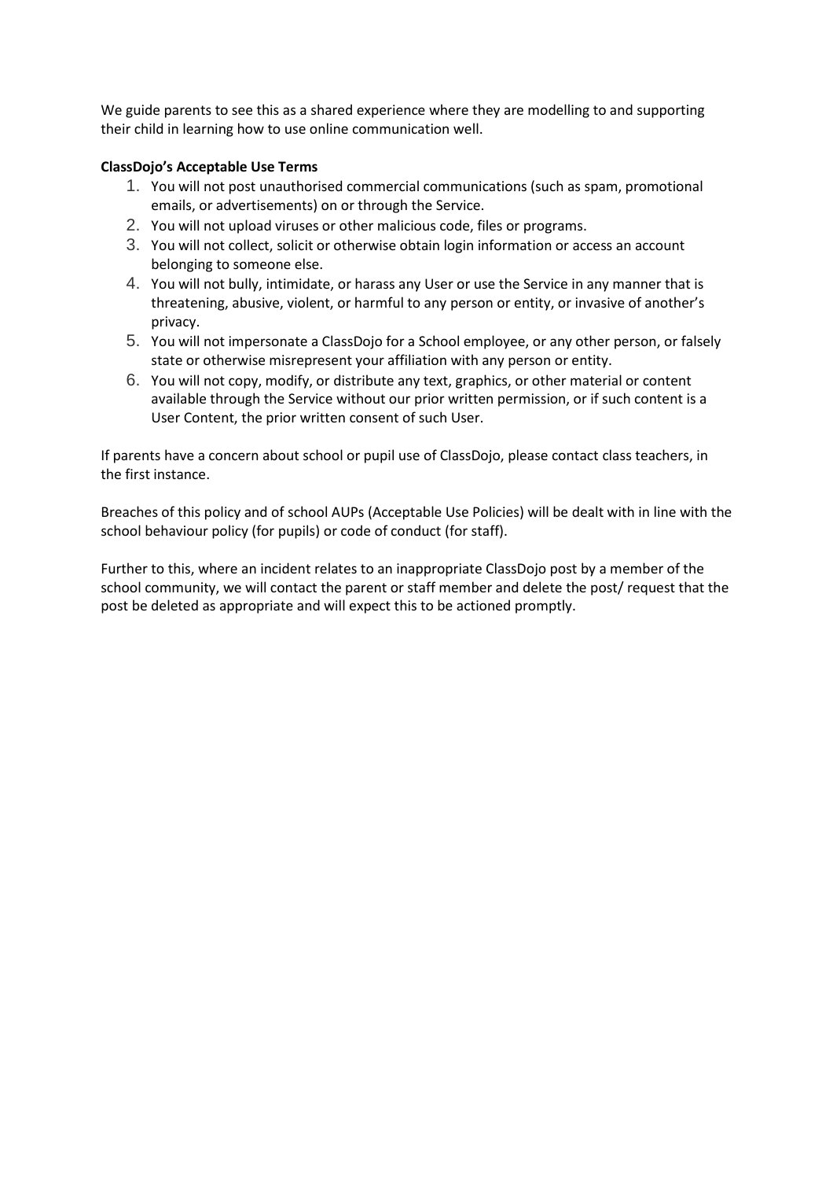We guide parents to see this as a shared experience where they are modelling to and supporting their child in learning how to use online communication well.

**ClassDojo's Acceptable Use Terms**

1. You will not post unauthorised commercial communications (such as spam, promotional emails, or advertisements) on or through the Service.
2. You will not upload viruses or other malicious code, files or programs.
3. You will not collect, solicit or otherwise obtain login information or access an account belonging to someone else.
4. You will not bully, intimidate, or harass any User or use the Service in any manner that is threatening, abusive, violent, or harmful to any person or entity, or invasive of another's privacy.
5. You will not impersonate a ClassDojo for a School employee, or any other person, or falsely state or otherwise misrepresent your affiliation with any person or entity.
6. You will not copy, modify, or distribute any text, graphics, or other material or content available through the Service without our prior written permission, or if such content is a User Content, the prior written consent of such User.

If parents have a concern about school or pupil use of ClassDojo, please contact class teachers, in the first instance.

Breaches of this policy and of school AUPs (Acceptable Use Policies) will be dealt with in line with the school behaviour policy (for pupils) or code of conduct (for staff).

Further to this, where an incident relates to an inappropriate ClassDojo post by a member of the school community, we will contact the parent or staff member and delete the post/ request that the post be deleted as appropriate and will expect this to be actioned promptly.